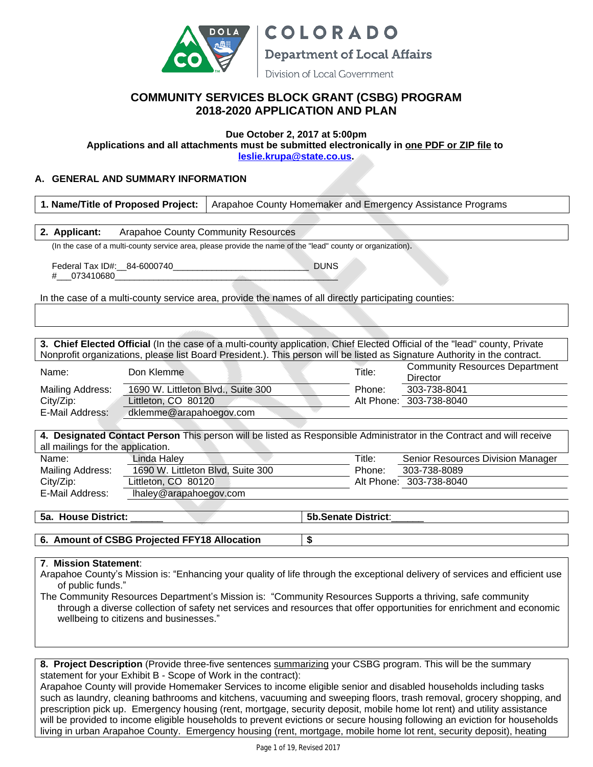COLORADO

Department of Local Affairs

Division of Local Government

# COMMUNITY SERVICES BLOCK GRANT (CSBG) PROGRAM 2018-2020 APPLICATION AND PLAN

**Due October 2, 2017 at 5:00pm**
**Applications and all attachments must be submitted electronically in one PDF or ZIP file to leslie.krupa@state.co.us.**

## A. GENERAL AND SUMMARY INFORMATION

| **1. Name/Title of Proposed Project:** | Arapahoe County Homemaker and Emergency Assistance Programs |
|---|---|

**2. Applicant:** Arapahoe County Community Resources

(In the case of a multi-county service area, please provide the name of the "lead" county or organization).

Federal Tax ID#:__84-6000740____________________________ DUNS #___073410680_______________________________________________

In the case of a multi-county service area, provide the names of all directly participating counties:

**3. Chief Elected Official** (In the case of a multi-county application, Chief Elected Official of the "lead" county, Private Nonprofit organizations, please list Board President.). This person will be listed as Signature Authority in the contract.

| | | | |
|---|---|---|---|
| Name: | Don Klemme | Title: | Community Resources Department Director |
| Mailing Address: | 1690 W. Littleton Blvd., Suite 300 | Phone: | 303-738-8041 |
| City/Zip: | Littleton, CO 80120 | Alt Phone: | 303-738-8040 |
| E-Mail Address: | dklemme@arapahoegov.com | | |

**4. Designated Contact Person** This person will be listed as Responsible Administrator in the Contract and will receive all mailings for the application.

| | | | |
|---|---|---|---|
| Name: | Linda Haley | Title: | Senior Resources Division Manager |
| Mailing Address: | 1690 W. Littleton Blvd, Suite 300 | Phone: | 303-738-8089 |
| City/Zip: | Littleton, CO 80120 | Alt Phone: | 303-738-8040 |
| E-Mail Address: | lhaley@arapahoegov.com | | |

| **5a. House District:** ______ | **5b.Senate District**:______ |
|---|---|

| **6. Amount of CSBG Projected FFY18 Allocation** | $ |
|---|---|

**7. Mission Statement**:

Arapahoe County's Mission is: "Enhancing your quality of life through the exceptional delivery of services and efficient use of public funds."

The Community Resources Department's Mission is: "Community Resources Supports a thriving, safe community through a diverse collection of safety net services and resources that offer opportunities for enrichment and economic wellbeing to citizens and businesses."

**8. Project Description** (Provide three-five sentences summarizing your CSBG program. This will be the summary statement for your Exhibit B - Scope of Work in the contract):

Arapahoe County will provide Homemaker Services to income eligible senior and disabled households including tasks such as laundry, cleaning bathrooms and kitchens, vacuuming and sweeping floors, trash removal, grocery shopping, and prescription pick up. Emergency housing (rent, mortgage, security deposit, mobile home lot rent) and utility assistance will be provided to income eligible households to prevent evictions or secure housing following an eviction for households living in urban Arapahoe County. Emergency housing (rent, mortgage, mobile home lot rent, security deposit), heating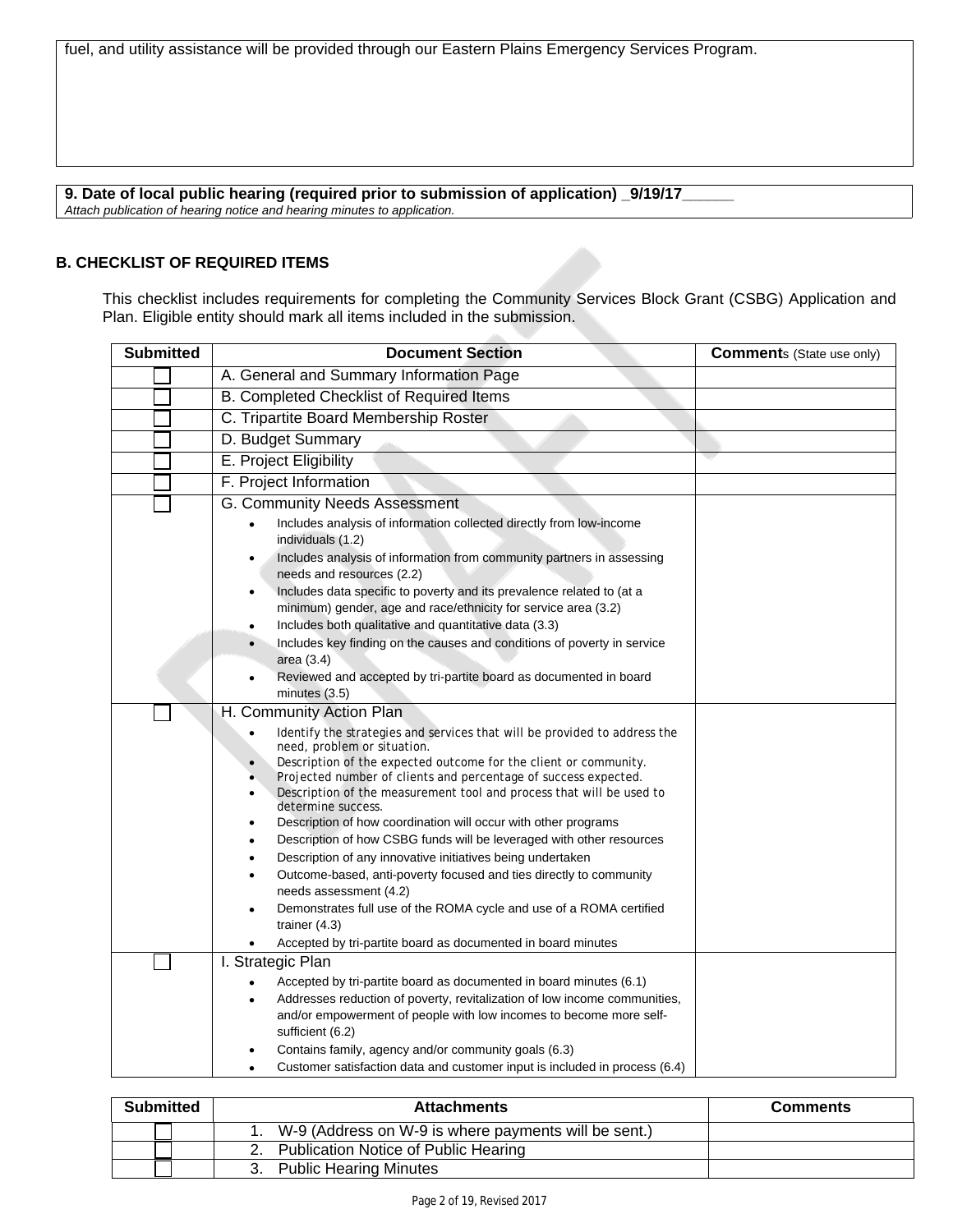fuel, and utility assistance will be provided through our Eastern Plains Emergency Services Program.

**9. Date of local public hearing (required prior to submission of application) _9/19/17______**
*Attach publication of hearing notice and hearing minutes to application.*

### B. CHECKLIST OF REQUIRED ITEMS

This checklist includes requirements for completing the Community Services Block Grant (CSBG) Application and Plan. Eligible entity should mark all items included in the submission.

| Submitted | Document Section | Comments (State use only) |
|---|---|---|
| ☐ | A. General and Summary Information Page | |
| ☐ | B. Completed Checklist of Required Items | |
| ☐ | C. Tripartite Board Membership Roster | |
| ☐ | D. Budget Summary | |
| ☐ | E. Project Eligibility | |
| ☐ | F. Project Information | |
| ☐ | G. Community Needs Assessment<br>• Includes analysis of information collected directly from low-income individuals (1.2)<br>• Includes analysis of information from community partners in assessing needs and resources (2.2)<br>• Includes data specific to poverty and its prevalence related to (at a minimum) gender, age and race/ethnicity for service area (3.2)<br>• Includes both qualitative and quantitative data (3.3)<br>• Includes key finding on the causes and conditions of poverty in service area (3.4)<br>• Reviewed and accepted by tri-partite board as documented in board minutes (3.5) | |
| ☐ | H. Community Action Plan<br>• Identify the strategies and services that will be provided to address the need, problem or situation.<br>• Description of the expected outcome for the client or community.<br>• Projected number of clients and percentage of success expected.<br>• Description of the measurement tool and process that will be used to determine success.<br>• Description of how coordination will occur with other programs<br>• Description of how CSBG funds will be leveraged with other resources<br>• Description of any innovative initiatives being undertaken<br>• Outcome-based, anti-poverty focused and ties directly to community needs assessment (4.2)<br>• Demonstrates full use of the ROMA cycle and use of a ROMA certified trainer (4.3)<br>• Accepted by tri-partite board as documented in board minutes | |
| ☐ | I. Strategic Plan<br>• Accepted by tri-partite board as documented in board minutes (6.1)<br>• Addresses reduction of poverty, revitalization of low income communities, and/or empowerment of people with low incomes to become more self-sufficient (6.2)<br>• Contains family, agency and/or community goals (6.3)<br>• Customer satisfaction data and customer input is included in process (6.4) | |

| Submitted | Attachments | Comments |
|---|---|---|
| ☐ | 1. W-9 (Address on W-9 is where payments will be sent.) | |
| ☐ | 2. Publication Notice of Public Hearing | |
| ☐ | 3. Public Hearing Minutes | |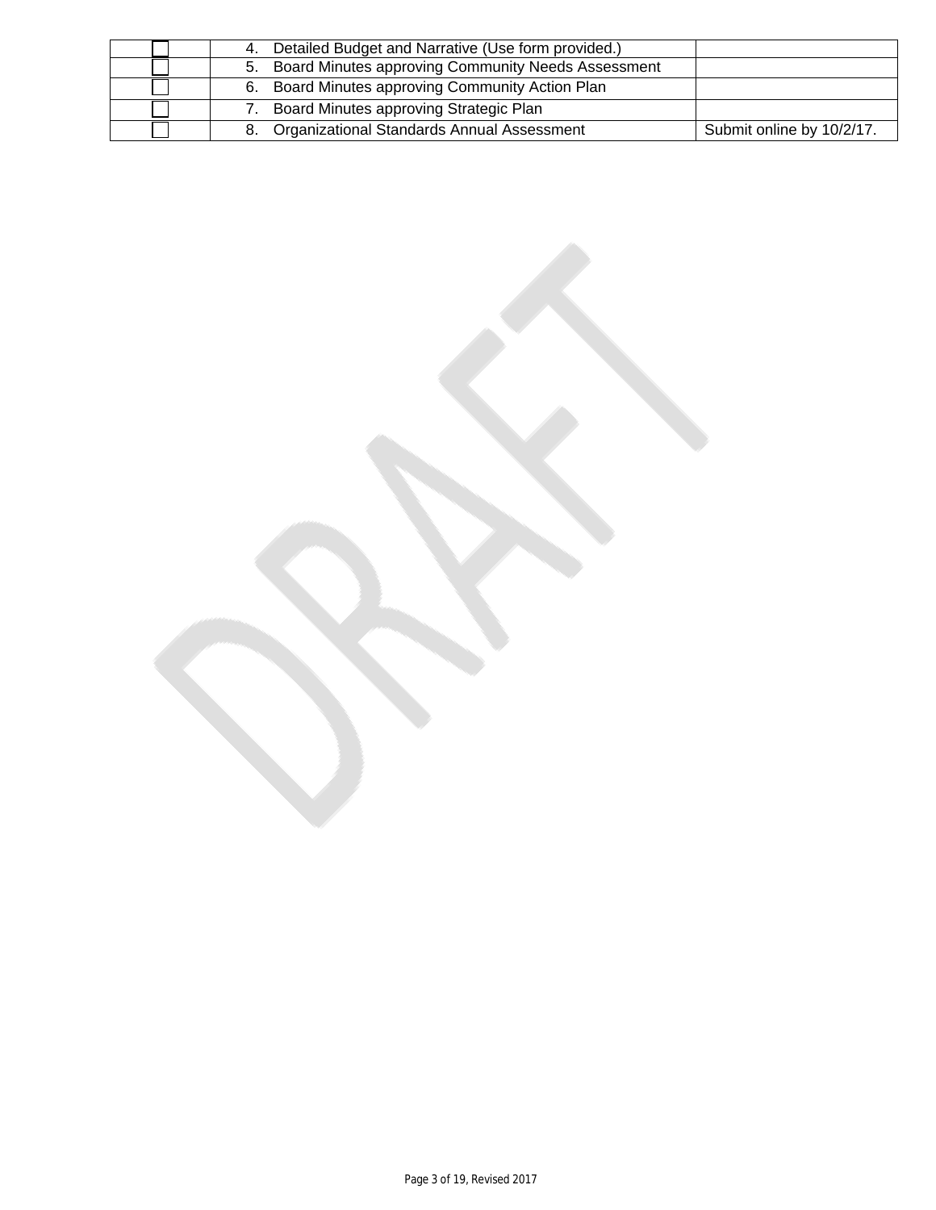| | | |
|---|---|---|
| ☐ | 4. Detailed Budget and Narrative (Use form provided.) | |
| ☐ | 5. Board Minutes approving Community Needs Assessment | |
| ☐ | 6. Board Minutes approving Community Action Plan | |
| ☐ | 7. Board Minutes approving Strategic Plan | |
| ☐ | 8. Organizational Standards Annual Assessment | Submit online by 10/2/17. |

DRAFT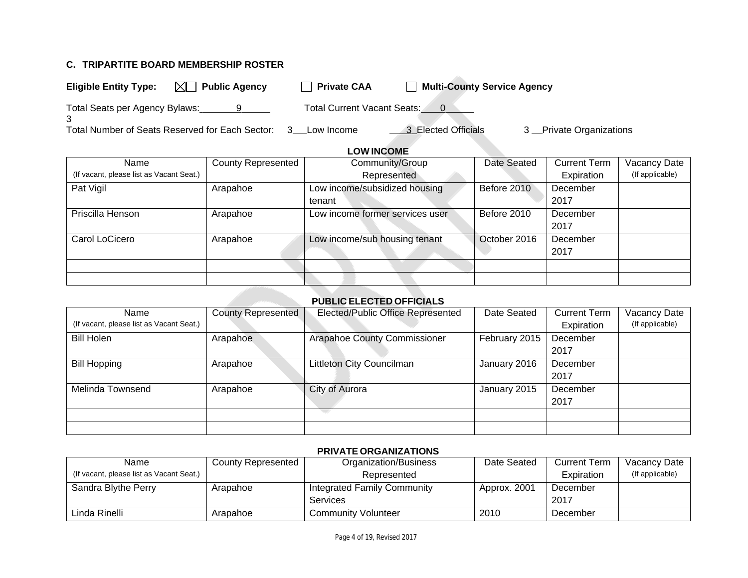## C. TRIPARTITE BOARD MEMBERSHIP ROSTER

**Eligible Entity Type:** ☒☐ **Public Agency** ☐ **Private CAA** ☐ **Multi-County Service Agency**

Total Seats per Agency Bylaws: 9 Total Current Vacant Seats: 0
3
Total Number of Seats Reserved for Each Sector: 3 Low Income 3 Elected Officials 3 Private Organizations

**LOW INCOME**

| Name (If vacant, please list as Vacant Seat.) | County Represented | Community/Group Represented | Date Seated | Current Term Expiration | Vacancy Date (If applicable) |
|---|---|---|---|---|---|
| Pat Vigil | Arapahoe | Low income/subsidized housing tenant | Before 2010 | December 2017 | |
| Priscilla Henson | Arapahoe | Low income former services user | Before 2010 | December 2017 | |
| Carol LoCicero | Arapahoe | Low income/sub housing tenant | October 2016 | December 2017 | |
| | | | | | |
| | | | | | |

**PUBLIC ELECTED OFFICIALS**

| Name (If vacant, please list as Vacant Seat.) | County Represented | Elected/Public Office Represented | Date Seated | Current Term Expiration | Vacancy Date (If applicable) |
|---|---|---|---|---|---|
| Bill Holen | Arapahoe | Arapahoe County Commissioner | February 2015 | December 2017 | |
| Bill Hopping | Arapahoe | Littleton City Councilman | January 2016 | December 2017 | |
| Melinda Townsend | Arapahoe | City of Aurora | January 2015 | December 2017 | |
| | | | | | |
| | | | | | |

**PRIVATE ORGANIZATIONS**

| Name (If vacant, please list as Vacant Seat.) | County Represented | Organization/Business Represented | Date Seated | Current Term Expiration | Vacancy Date (If applicable) |
|---|---|---|---|---|---|
| Sandra Blythe Perry | Arapahoe | Integrated Family Community Services | Approx. 2001 | December 2017 | |
| Linda Rinelli | Arapahoe | Community Volunteer | 2010 | December | |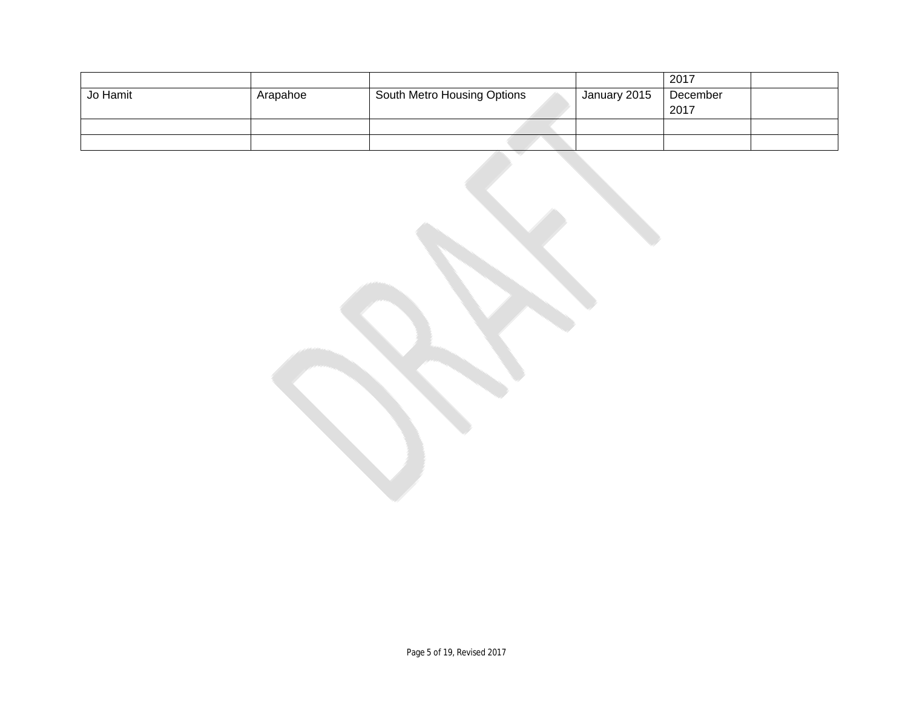| | | | | | |
|---|---|---|---|---|---|
| | | | | 2017 | |
| Jo Hamit | Arapahoe | South Metro Housing Options | January 2015 | December 2017 | |
| | | | | | |
| | | | | | |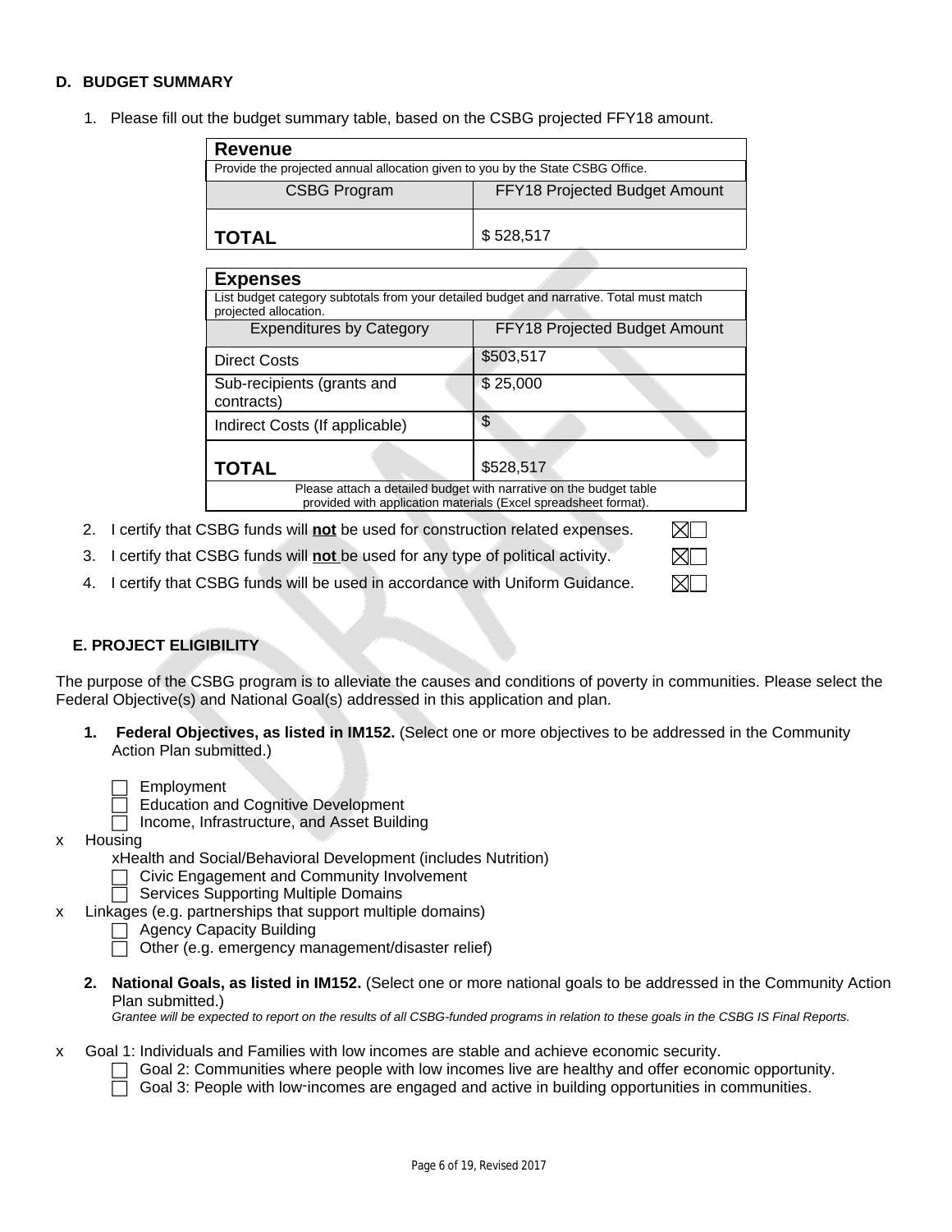## D. BUDGET SUMMARY

1. Please fill out the budget summary table, based on the CSBG projected FFY18 amount.

| **Revenue** | |
|---|---|
| Provide the projected annual allocation given to you by the State CSBG Office. | |
| CSBG Program | FFY18 Projected Budget Amount |
| **TOTAL** | $ 528,517 |

| **Expenses** | |
|---|---|
| List budget category subtotals from your detailed budget and narrative. Total must match projected allocation. | |
| Expenditures by Category | FFY18 Projected Budget Amount |
| Direct Costs | $503,517 |
| Sub-recipients (grants and contracts) | $ 25,000 |
| Indirect Costs (If applicable) | $ |
| **TOTAL** | $528,517 |
| Please attach a detailed budget with narrative on the budget table provided with application materials (Excel spreadsheet format). | |

2. I certify that CSBG funds will **not** be used for construction related expenses. ☒☐
3. I certify that CSBG funds will **not** be used for any type of political activity. ☒☐
4. I certify that CSBG funds will be used in accordance with Uniform Guidance. ☒☐

## E. PROJECT ELIGIBILITY

The purpose of the CSBG program is to alleviate the causes and conditions of poverty in communities. Please select the Federal Objective(s) and National Goal(s) addressed in this application and plan.

1. **Federal Objectives, as listed in IM152.** (Select one or more objectives to be addressed in the Community Action Plan submitted.)

   - ☐ Employment
   - ☐ Education and Cognitive Development
   - ☐ Income, Infrastructure, and Asset Building
   - x Housing
   - xHealth and Social/Behavioral Development (includes Nutrition)
   - ☐ Civic Engagement and Community Involvement
   - ☐ Services Supporting Multiple Domains
   - x Linkages (e.g. partnerships that support multiple domains)
   - ☐ Agency Capacity Building
   - ☐ Other (e.g. emergency management/disaster relief)

2. **National Goals, as listed in IM152.** (Select one or more national goals to be addressed in the Community Action Plan submitted.)
   *Grantee will be expected to report on the results of all CSBG-funded programs in relation to these goals in the CSBG IS Final Reports.*

   - x Goal 1: Individuals and Families with low incomes are stable and achieve economic security.
   - ☐ Goal 2: Communities where people with low incomes live are healthy and offer economic opportunity.
   - ☐ Goal 3: People with low-incomes are engaged and active in building opportunities in communities.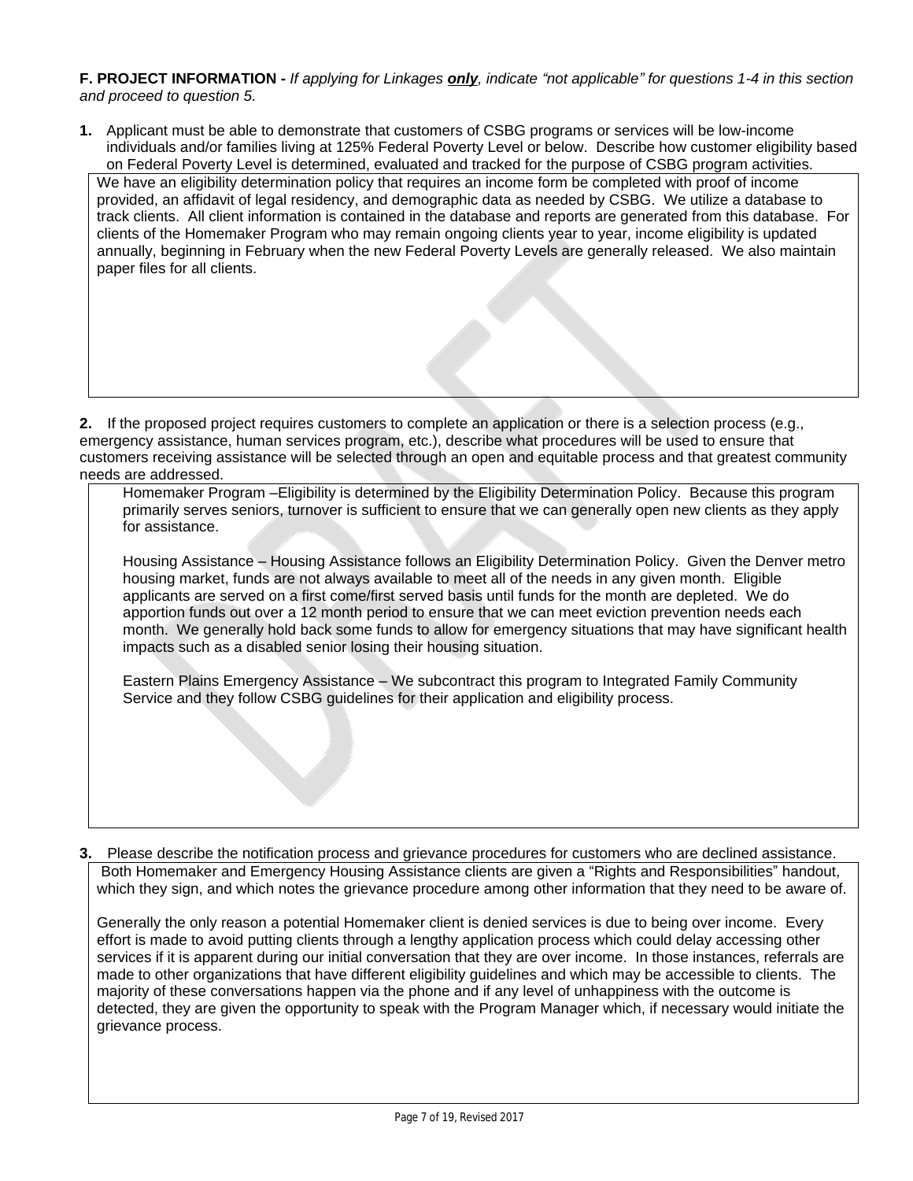**F. PROJECT INFORMATION -** *If applying for Linkages **only**, indicate "not applicable" for questions 1-4 in this section and proceed to question 5.*

**1.** Applicant must be able to demonstrate that customers of CSBG programs or services will be low-income individuals and/or families living at 125% Federal Poverty Level or below. Describe how customer eligibility based on Federal Poverty Level is determined, evaluated and tracked for the purpose of CSBG program activities.

We have an eligibility determination policy that requires an income form be completed with proof of income provided, an affidavit of legal residency, and demographic data as needed by CSBG. We utilize a database to track clients. All client information is contained in the database and reports are generated from this database. For clients of the Homemaker Program who may remain ongoing clients year to year, income eligibility is updated annually, beginning in February when the new Federal Poverty Levels are generally released. We also maintain paper files for all clients.

**2.** If the proposed project requires customers to complete an application or there is a selection process (e.g., emergency assistance, human services program, etc.), describe what procedures will be used to ensure that customers receiving assistance will be selected through an open and equitable process and that greatest community needs are addressed.

Homemaker Program –Eligibility is determined by the Eligibility Determination Policy. Because this program primarily serves seniors, turnover is sufficient to ensure that we can generally open new clients as they apply for assistance.

Housing Assistance – Housing Assistance follows an Eligibility Determination Policy. Given the Denver metro housing market, funds are not always available to meet all of the needs in any given month. Eligible applicants are served on a first come/first served basis until funds for the month are depleted. We do apportion funds out over a 12 month period to ensure that we can meet eviction prevention needs each month. We generally hold back some funds to allow for emergency situations that may have significant health impacts such as a disabled senior losing their housing situation.

Eastern Plains Emergency Assistance – We subcontract this program to Integrated Family Community Service and they follow CSBG guidelines for their application and eligibility process.

**3.** Please describe the notification process and grievance procedures for customers who are declined assistance.

Both Homemaker and Emergency Housing Assistance clients are given a "Rights and Responsibilities" handout, which they sign, and which notes the grievance procedure among other information that they need to be aware of.

Generally the only reason a potential Homemaker client is denied services is due to being over income. Every effort is made to avoid putting clients through a lengthy application process which could delay accessing other services if it is apparent during our initial conversation that they are over income. In those instances, referrals are made to other organizations that have different eligibility guidelines and which may be accessible to clients. The majority of these conversations happen via the phone and if any level of unhappiness with the outcome is detected, they are given the opportunity to speak with the Program Manager which, if necessary would initiate the grievance process.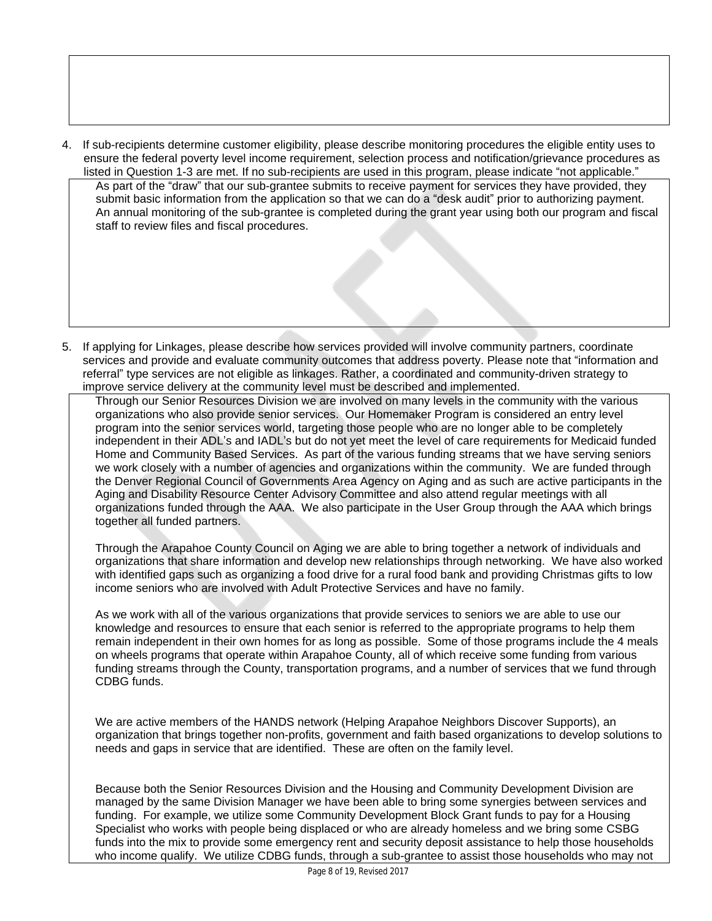4. If sub-recipients determine customer eligibility, please describe monitoring procedures the eligible entity uses to ensure the federal poverty level income requirement, selection process and notification/grievance procedures as listed in Question 1-3 are met. If no sub-recipients are used in this program, please indicate "not applicable."

As part of the "draw" that our sub-grantee submits to receive payment for services they have provided, they submit basic information from the application so that we can do a "desk audit" prior to authorizing payment. An annual monitoring of the sub-grantee is completed during the grant year using both our program and fiscal staff to review files and fiscal procedures.

5. If applying for Linkages, please describe how services provided will involve community partners, coordinate services and provide and evaluate community outcomes that address poverty. Please note that "information and referral" type services are not eligible as linkages. Rather, a coordinated and community-driven strategy to improve service delivery at the community level must be described and implemented.

Through our Senior Resources Division we are involved on many levels in the community with the various organizations who also provide senior services. Our Homemaker Program is considered an entry level program into the senior services world, targeting those people who are no longer able to be completely independent in their ADL's and IADL's but do not yet meet the level of care requirements for Medicaid funded Home and Community Based Services. As part of the various funding streams that we have serving seniors we work closely with a number of agencies and organizations within the community. We are funded through the Denver Regional Council of Governments Area Agency on Aging and as such are active participants in the Aging and Disability Resource Center Advisory Committee and also attend regular meetings with all organizations funded through the AAA. We also participate in the User Group through the AAA which brings together all funded partners.

Through the Arapahoe County Council on Aging we are able to bring together a network of individuals and organizations that share information and develop new relationships through networking. We have also worked with identified gaps such as organizing a food drive for a rural food bank and providing Christmas gifts to low income seniors who are involved with Adult Protective Services and have no family.

As we work with all of the various organizations that provide services to seniors we are able to use our knowledge and resources to ensure that each senior is referred to the appropriate programs to help them remain independent in their own homes for as long as possible. Some of those programs include the 4 meals on wheels programs that operate within Arapahoe County, all of which receive some funding from various funding streams through the County, transportation programs, and a number of services that we fund through CDBG funds.

We are active members of the HANDS network (Helping Arapahoe Neighbors Discover Supports), an organization that brings together non-profits, government and faith based organizations to develop solutions to needs and gaps in service that are identified. These are often on the family level.

Because both the Senior Resources Division and the Housing and Community Development Division are managed by the same Division Manager we have been able to bring some synergies between services and funding. For example, we utilize some Community Development Block Grant funds to pay for a Housing Specialist who works with people being displaced or who are already homeless and we bring some CSBG funds into the mix to provide some emergency rent and security deposit assistance to help those households who income qualify. We utilize CDBG funds, through a sub-grantee to assist those households who may not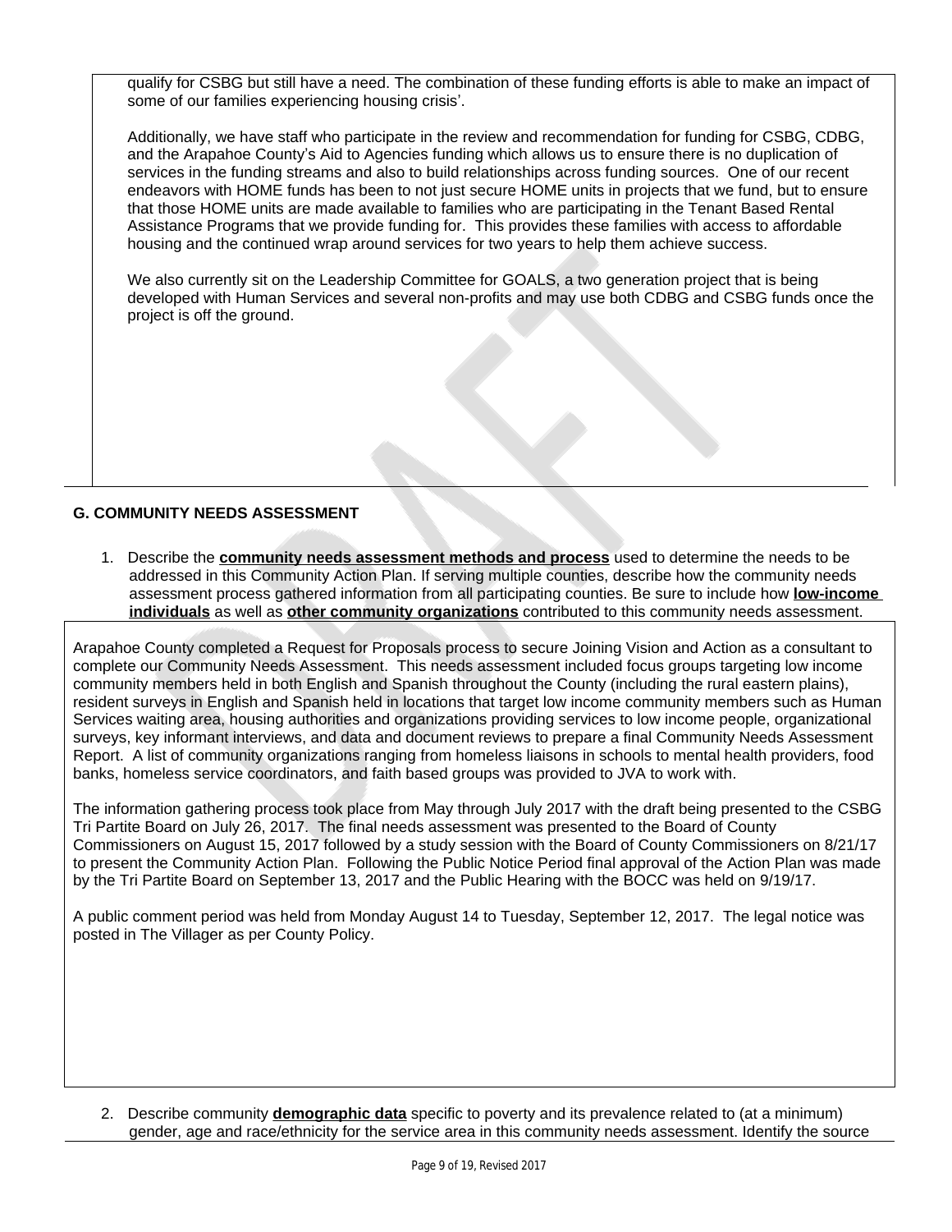qualify for CSBG but still have a need. The combination of these funding efforts is able to make an impact of some of our families experiencing housing crisis'.

Additionally, we have staff who participate in the review and recommendation for funding for CSBG, CDBG, and the Arapahoe County's Aid to Agencies funding which allows us to ensure there is no duplication of services in the funding streams and also to build relationships across funding sources. One of our recent endeavors with HOME funds has been to not just secure HOME units in projects that we fund, but to ensure that those HOME units are made available to families who are participating in the Tenant Based Rental Assistance Programs that we provide funding for. This provides these families with access to affordable housing and the continued wrap around services for two years to help them achieve success.

We also currently sit on the Leadership Committee for GOALS, a two generation project that is being developed with Human Services and several non-profits and may use both CDBG and CSBG funds once the project is off the ground.

## G. COMMUNITY NEEDS ASSESSMENT

1. Describe the **community needs assessment methods and process** used to determine the needs to be addressed in this Community Action Plan. If serving multiple counties, describe how the community needs assessment process gathered information from all participating counties. Be sure to include how **low-income individuals** as well as **other community organizations** contributed to this community needs assessment.

Arapahoe County completed a Request for Proposals process to secure Joining Vision and Action as a consultant to complete our Community Needs Assessment. This needs assessment included focus groups targeting low income community members held in both English and Spanish throughout the County (including the rural eastern plains), resident surveys in English and Spanish held in locations that target low income community members such as Human Services waiting area, housing authorities and organizations providing services to low income people, organizational surveys, key informant interviews, and data and document reviews to prepare a final Community Needs Assessment Report. A list of community organizations ranging from homeless liaisons in schools to mental health providers, food banks, homeless service coordinators, and faith based groups was provided to JVA to work with.

The information gathering process took place from May through July 2017 with the draft being presented to the CSBG Tri Partite Board on July 26, 2017. The final needs assessment was presented to the Board of County Commissioners on August 15, 2017 followed by a study session with the Board of County Commissioners on 8/21/17 to present the Community Action Plan. Following the Public Notice Period final approval of the Action Plan was made by the Tri Partite Board on September 13, 2017 and the Public Hearing with the BOCC was held on 9/19/17.

A public comment period was held from Monday August 14 to Tuesday, September 12, 2017. The legal notice was posted in The Villager as per County Policy.

2. Describe community **demographic data** specific to poverty and its prevalence related to (at a minimum) gender, age and race/ethnicity for the service area in this community needs assessment. Identify the source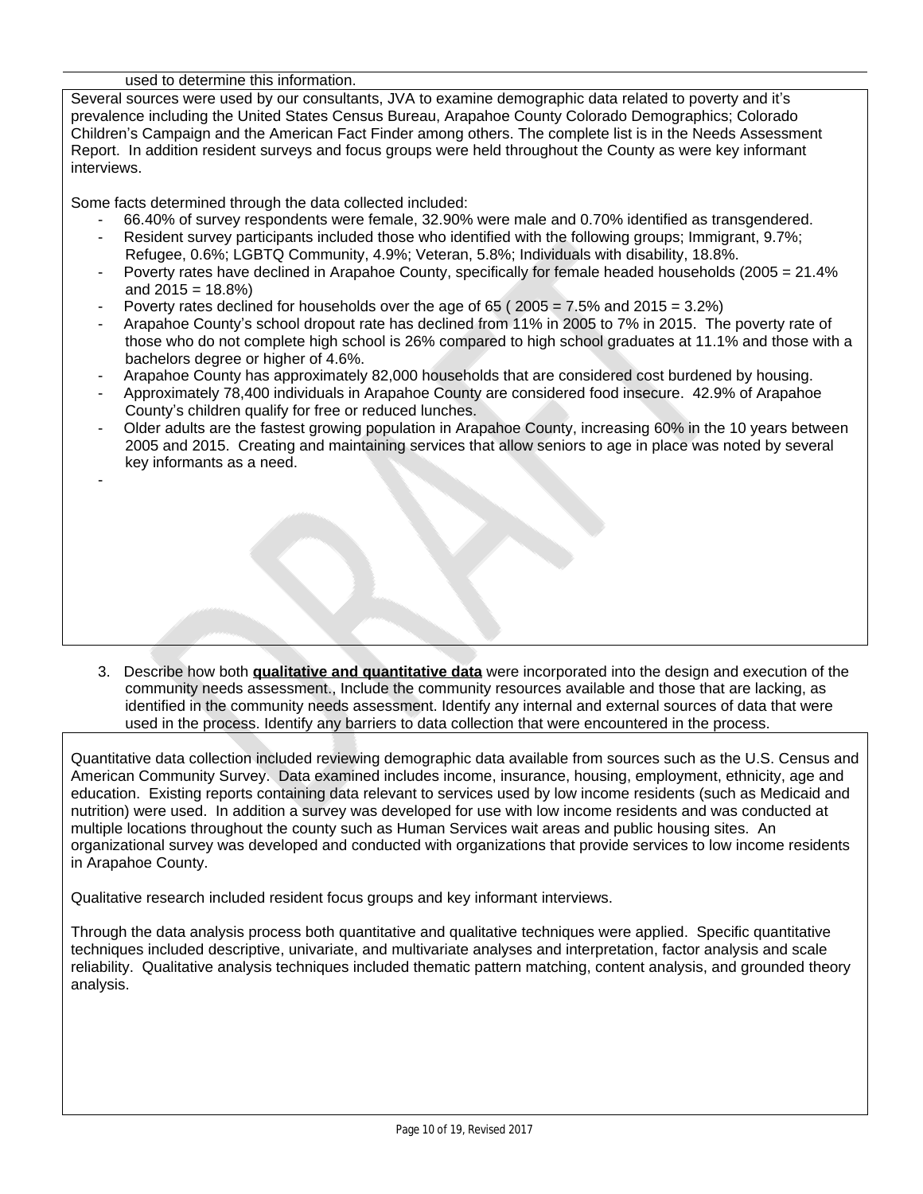used to determine this information.

Several sources were used by our consultants, JVA to examine demographic data related to poverty and it's prevalence including the United States Census Bureau, Arapahoe County Colorado Demographics; Colorado Children's Campaign and the American Fact Finder among others. The complete list is in the Needs Assessment Report. In addition resident surveys and focus groups were held throughout the County as were key informant interviews.

Some facts determined through the data collected included:

- 66.40% of survey respondents were female, 32.90% were male and 0.70% identified as transgendered.
- Resident survey participants included those who identified with the following groups; Immigrant, 9.7%; Refugee, 0.6%; LGBTQ Community, 4.9%; Veteran, 5.8%; Individuals with disability, 18.8%.
- Poverty rates have declined in Arapahoe County, specifically for female headed households (2005 = 21.4% and 2015 = 18.8%)
- Poverty rates declined for households over the age of 65 ( 2005 = 7.5% and 2015 = 3.2%)
- Arapahoe County's school dropout rate has declined from 11% in 2005 to 7% in 2015. The poverty rate of those who do not complete high school is 26% compared to high school graduates at 11.1% and those with a bachelors degree or higher of 4.6%.
- Arapahoe County has approximately 82,000 households that are considered cost burdened by housing.
- Approximately 78,400 individuals in Arapahoe County are considered food insecure. 42.9% of Arapahoe County's children qualify for free or reduced lunches.
- Older adults are the fastest growing population in Arapahoe County, increasing 60% in the 10 years between 2005 and 2015. Creating and maintaining services that allow seniors to age in place was noted by several key informants as a need.
- 

3. Describe how both **qualitative and quantitative data** were incorporated into the design and execution of the community needs assessment., Include the community resources available and those that are lacking, as identified in the community needs assessment. Identify any internal and external sources of data that were used in the process. Identify any barriers to data collection that were encountered in the process.

Quantitative data collection included reviewing demographic data available from sources such as the U.S. Census and American Community Survey. Data examined includes income, insurance, housing, employment, ethnicity, age and education. Existing reports containing data relevant to services used by low income residents (such as Medicaid and nutrition) were used. In addition a survey was developed for use with low income residents and was conducted at multiple locations throughout the county such as Human Services wait areas and public housing sites. An organizational survey was developed and conducted with organizations that provide services to low income residents in Arapahoe County.

Qualitative research included resident focus groups and key informant interviews.

Through the data analysis process both quantitative and qualitative techniques were applied. Specific quantitative techniques included descriptive, univariate, and multivariate analyses and interpretation, factor analysis and scale reliability. Qualitative analysis techniques included thematic pattern matching, content analysis, and grounded theory analysis.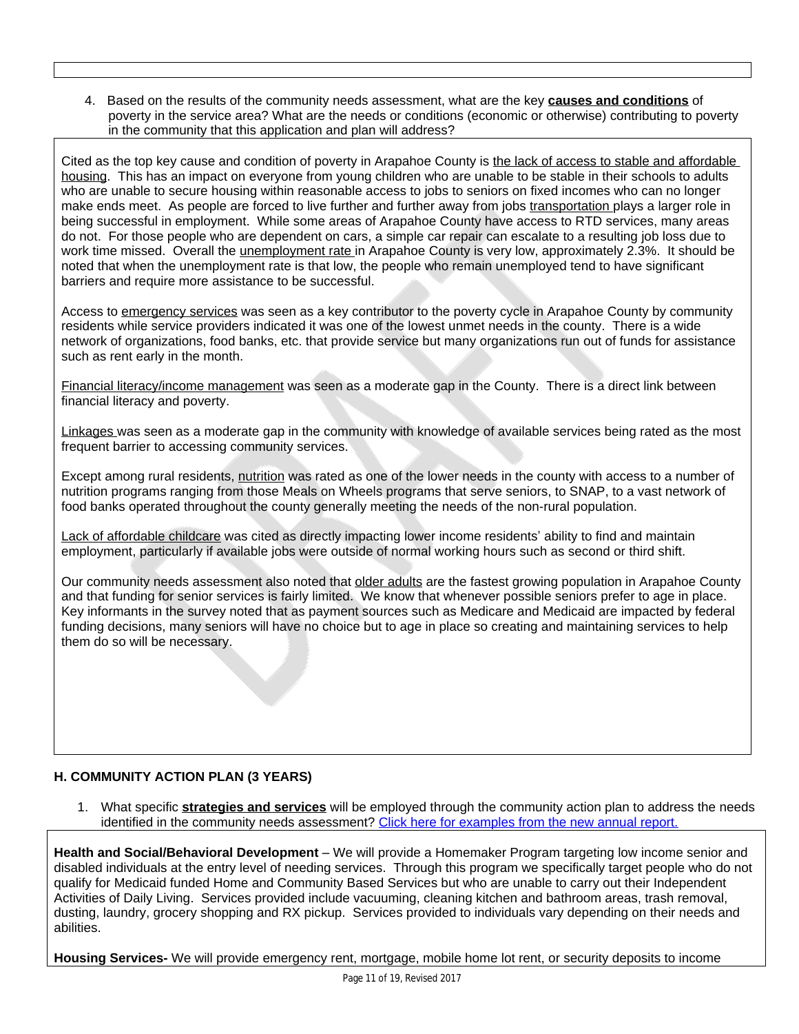4. Based on the results of the community needs assessment, what are the key **causes and conditions** of poverty in the service area? What are the needs or conditions (economic or otherwise) contributing to poverty in the community that this application and plan will address?

Cited as the top key cause and condition of poverty in Arapahoe County is the lack of access to stable and affordable housing. This has an impact on everyone from young children who are unable to be stable in their schools to adults who are unable to secure housing within reasonable access to jobs to seniors on fixed incomes who can no longer make ends meet. As people are forced to live further and further away from jobs transportation plays a larger role in being successful in employment. While some areas of Arapahoe County have access to RTD services, many areas do not. For those people who are dependent on cars, a simple car repair can escalate to a resulting job loss due to work time missed. Overall the unemployment rate in Arapahoe County is very low, approximately 2.3%. It should be noted that when the unemployment rate is that low, the people who remain unemployed tend to have significant barriers and require more assistance to be successful.

Access to emergency services was seen as a key contributor to the poverty cycle in Arapahoe County by community residents while service providers indicated it was one of the lowest unmet needs in the county. There is a wide network of organizations, food banks, etc. that provide service but many organizations run out of funds for assistance such as rent early in the month.

Financial literacy/income management was seen as a moderate gap in the County. There is a direct link between financial literacy and poverty.

Linkages was seen as a moderate gap in the community with knowledge of available services being rated as the most frequent barrier to accessing community services.

Except among rural residents, nutrition was rated as one of the lower needs in the county with access to a number of nutrition programs ranging from those Meals on Wheels programs that serve seniors, to SNAP, to a vast network of food banks operated throughout the county generally meeting the needs of the non-rural population.

Lack of affordable childcare was cited as directly impacting lower income residents' ability to find and maintain employment, particularly if available jobs were outside of normal working hours such as second or third shift.

Our community needs assessment also noted that older adults are the fastest growing population in Arapahoe County and that funding for senior services is fairly limited. We know that whenever possible seniors prefer to age in place. Key informants in the survey noted that as payment sources such as Medicare and Medicaid are impacted by federal funding decisions, many seniors will have no choice but to age in place so creating and maintaining services to help them do so will be necessary.

## H. COMMUNITY ACTION PLAN (3 YEARS)

1. What specific **strategies and services** will be employed through the community action plan to address the needs identified in the community needs assessment? [Click here for examples from the new annual report.]

**Health and Social/Behavioral Development** – We will provide a Homemaker Program targeting low income senior and disabled individuals at the entry level of needing services. Through this program we specifically target people who do not qualify for Medicaid funded Home and Community Based Services but who are unable to carry out their Independent Activities of Daily Living. Services provided include vacuuming, cleaning kitchen and bathroom areas, trash removal, dusting, laundry, grocery shopping and RX pickup. Services provided to individuals vary depending on their needs and abilities.

**Housing Services-** We will provide emergency rent, mortgage, mobile home lot rent, or security deposits to income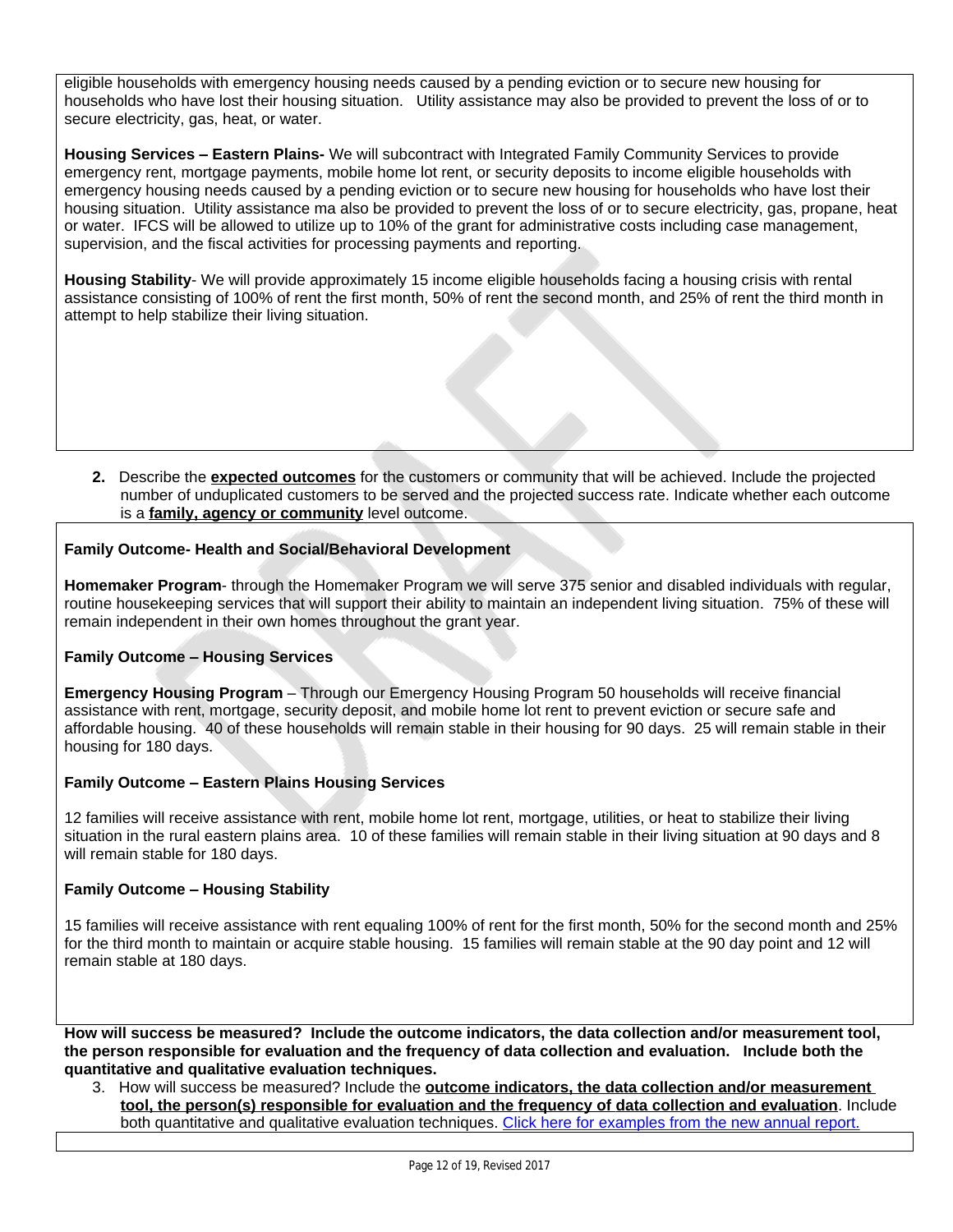eligible households with emergency housing needs caused by a pending eviction or to secure new housing for households who have lost their housing situation. Utility assistance may also be provided to prevent the loss of or to secure electricity, gas, heat, or water.

**Housing Services – Eastern Plains-** We will subcontract with Integrated Family Community Services to provide emergency rent, mortgage payments, mobile home lot rent, or security deposits to income eligible households with emergency housing needs caused by a pending eviction or to secure new housing for households who have lost their housing situation. Utility assistance ma also be provided to prevent the loss of or to secure electricity, gas, propane, heat or water. IFCS will be allowed to utilize up to 10% of the grant for administrative costs including case management, supervision, and the fiscal activities for processing payments and reporting.

**Housing Stability**- We will provide approximately 15 income eligible households facing a housing crisis with rental assistance consisting of 100% of rent the first month, 50% of rent the second month, and 25% of rent the third month in attempt to help stabilize their living situation.

2. Describe the **expected outcomes** for the customers or community that will be achieved. Include the projected number of unduplicated customers to be served and the projected success rate. Indicate whether each outcome is a **family, agency or community** level outcome.

**Family Outcome- Health and Social/Behavioral Development**

**Homemaker Program**- through the Homemaker Program we will serve 375 senior and disabled individuals with regular, routine housekeeping services that will support their ability to maintain an independent living situation. 75% of these will remain independent in their own homes throughout the grant year.

**Family Outcome – Housing Services**

**Emergency Housing Program** – Through our Emergency Housing Program 50 households will receive financial assistance with rent, mortgage, security deposit, and mobile home lot rent to prevent eviction or secure safe and affordable housing. 40 of these households will remain stable in their housing for 90 days. 25 will remain stable in their housing for 180 days.

**Family Outcome – Eastern Plains Housing Services**

12 families will receive assistance with rent, mobile home lot rent, mortgage, utilities, or heat to stabilize their living situation in the rural eastern plains area. 10 of these families will remain stable in their living situation at 90 days and 8 will remain stable for 180 days.

**Family Outcome – Housing Stability**

15 families will receive assistance with rent equaling 100% of rent for the first month, 50% for the second month and 25% for the third month to maintain or acquire stable housing. 15 families will remain stable at the 90 day point and 12 will remain stable at 180 days.

**How will success be measured? Include the outcome indicators, the data collection and/or measurement tool, the person responsible for evaluation and the frequency of data collection and evaluation. Include both the quantitative and qualitative evaluation techniques.**

3. How will success be measured? Include the **outcome indicators, the data collection and/or measurement tool, the person(s) responsible for evaluation and the frequency of data collection and evaluation**. Include both quantitative and qualitative evaluation techniques. Click here for examples from the new annual report.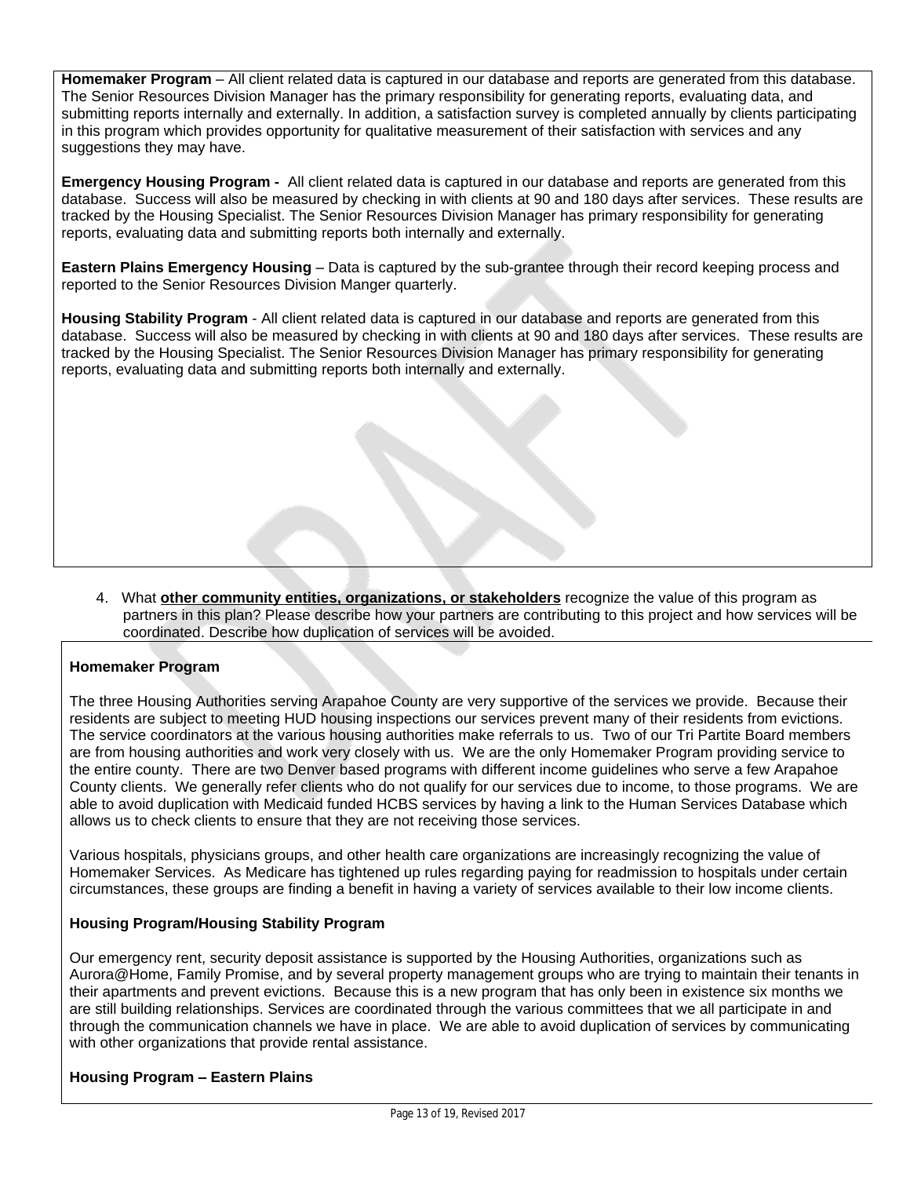**Homemaker Program** – All client related data is captured in our database and reports are generated from this database. The Senior Resources Division Manager has the primary responsibility for generating reports, evaluating data, and submitting reports internally and externally. In addition, a satisfaction survey is completed annually by clients participating in this program which provides opportunity for qualitative measurement of their satisfaction with services and any suggestions they may have.

**Emergency Housing Program -** All client related data is captured in our database and reports are generated from this database. Success will also be measured by checking in with clients at 90 and 180 days after services. These results are tracked by the Housing Specialist. The Senior Resources Division Manager has primary responsibility for generating reports, evaluating data and submitting reports both internally and externally.

**Eastern Plains Emergency Housing** – Data is captured by the sub-grantee through their record keeping process and reported to the Senior Resources Division Manger quarterly.

**Housing Stability Program** - All client related data is captured in our database and reports are generated from this database. Success will also be measured by checking in with clients at 90 and 180 days after services. These results are tracked by the Housing Specialist. The Senior Resources Division Manager has primary responsibility for generating reports, evaluating data and submitting reports both internally and externally.

4. What **other community entities, organizations, or stakeholders** recognize the value of this program as partners in this plan? Please describe how your partners are contributing to this project and how services will be coordinated. Describe how duplication of services will be avoided.

**Homemaker Program**

The three Housing Authorities serving Arapahoe County are very supportive of the services we provide. Because their residents are subject to meeting HUD housing inspections our services prevent many of their residents from evictions. The service coordinators at the various housing authorities make referrals to us. Two of our Tri Partite Board members are from housing authorities and work very closely with us. We are the only Homemaker Program providing service to the entire county. There are two Denver based programs with different income guidelines who serve a few Arapahoe County clients. We generally refer clients who do not qualify for our services due to income, to those programs. We are able to avoid duplication with Medicaid funded HCBS services by having a link to the Human Services Database which allows us to check clients to ensure that they are not receiving those services.

Various hospitals, physicians groups, and other health care organizations are increasingly recognizing the value of Homemaker Services. As Medicare has tightened up rules regarding paying for readmission to hospitals under certain circumstances, these groups are finding a benefit in having a variety of services available to their low income clients.

**Housing Program/Housing Stability Program**

Our emergency rent, security deposit assistance is supported by the Housing Authorities, organizations such as Aurora@Home, Family Promise, and by several property management groups who are trying to maintain their tenants in their apartments and prevent evictions. Because this is a new program that has only been in existence six months we are still building relationships. Services are coordinated through the various committees that we all participate in and through the communication channels we have in place. We are able to avoid duplication of services by communicating with other organizations that provide rental assistance.

**Housing Program – Eastern Plains**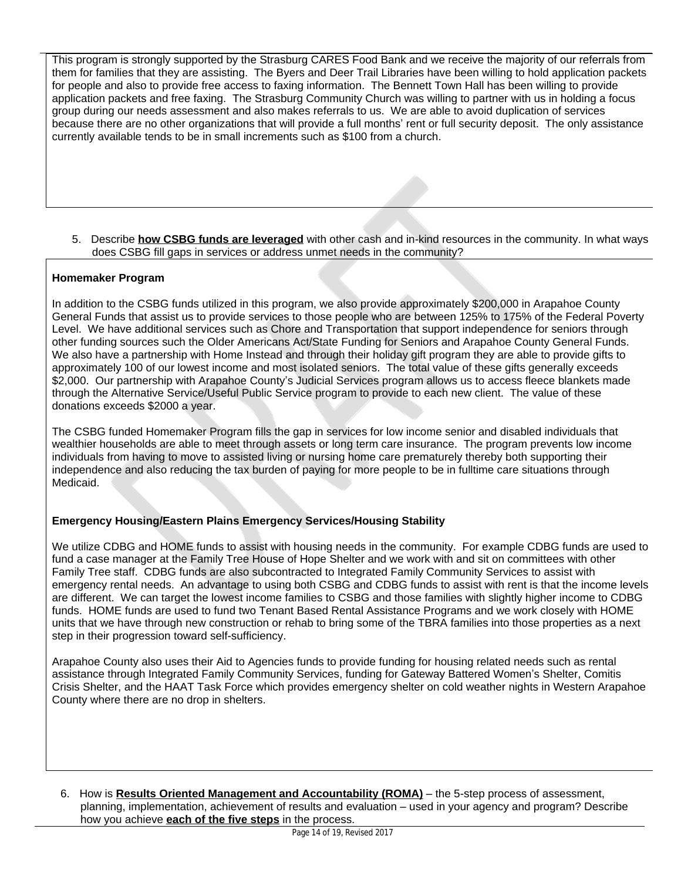This program is strongly supported by the Strasburg CARES Food Bank and we receive the majority of our referrals from them for families that they are assisting. The Byers and Deer Trail Libraries have been willing to hold application packets for people and also to provide free access to faxing information. The Bennett Town Hall has been willing to provide application packets and free faxing. The Strasburg Community Church was willing to partner with us in holding a focus group during our needs assessment and also makes referrals to us. We are able to avoid duplication of services because there are no other organizations that will provide a full months' rent or full security deposit. The only assistance currently available tends to be in small increments such as $100 from a church.

5. Describe **how CSBG funds are leveraged** with other cash and in-kind resources in the community. In what ways does CSBG fill gaps in services or address unmet needs in the community?

**Homemaker Program**

In addition to the CSBG funds utilized in this program, we also provide approximately $200,000 in Arapahoe County General Funds that assist us to provide services to those people who are between 125% to 175% of the Federal Poverty Level. We have additional services such as Chore and Transportation that support independence for seniors through other funding sources such the Older Americans Act/State Funding for Seniors and Arapahoe County General Funds. We also have a partnership with Home Instead and through their holiday gift program they are able to provide gifts to approximately 100 of our lowest income and most isolated seniors. The total value of these gifts generally exceeds $2,000. Our partnership with Arapahoe County's Judicial Services program allows us to access fleece blankets made through the Alternative Service/Useful Public Service program to provide to each new client. The value of these donations exceeds $2000 a year.

The CSBG funded Homemaker Program fills the gap in services for low income senior and disabled individuals that wealthier households are able to meet through assets or long term care insurance. The program prevents low income individuals from having to move to assisted living or nursing home care prematurely thereby both supporting their independence and also reducing the tax burden of paying for more people to be in fulltime care situations through Medicaid.

**Emergency Housing/Eastern Plains Emergency Services/Housing Stability**

We utilize CDBG and HOME funds to assist with housing needs in the community. For example CDBG funds are used to fund a case manager at the Family Tree House of Hope Shelter and we work with and sit on committees with other Family Tree staff. CDBG funds are also subcontracted to Integrated Family Community Services to assist with emergency rental needs. An advantage to using both CSBG and CDBG funds to assist with rent is that the income levels are different. We can target the lowest income families to CSBG and those families with slightly higher income to CDBG funds. HOME funds are used to fund two Tenant Based Rental Assistance Programs and we work closely with HOME units that we have through new construction or rehab to bring some of the TBRA families into those properties as a next step in their progression toward self-sufficiency.

Arapahoe County also uses their Aid to Agencies funds to provide funding for housing related needs such as rental assistance through Integrated Family Community Services, funding for Gateway Battered Women's Shelter, Comitis Crisis Shelter, and the HAAT Task Force which provides emergency shelter on cold weather nights in Western Arapahoe County where there are no drop in shelters.

6. How is **Results Oriented Management and Accountability (ROMA)** – the 5-step process of assessment, planning, implementation, achievement of results and evaluation – used in your agency and program? Describe how you achieve **each of the five steps** in the process.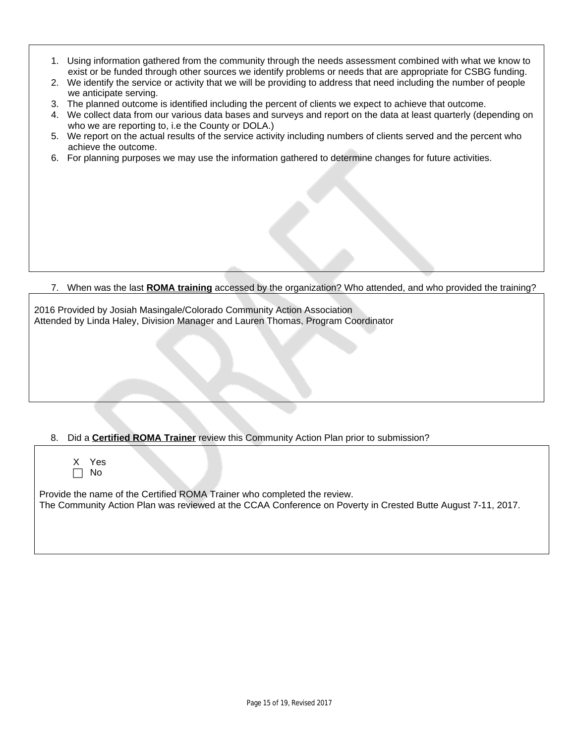1. Using information gathered from the community through the needs assessment combined with what we know to exist or be funded through other sources we identify problems or needs that are appropriate for CSBG funding.
2. We identify the service or activity that we will be providing to address that need including the number of people we anticipate serving.
3. The planned outcome is identified including the percent of clients we expect to achieve that outcome.
4. We collect data from our various data bases and surveys and report on the data at least quarterly (depending on who we are reporting to, i.e the County or DOLA.)
5. We report on the actual results of the service activity including numbers of clients served and the percent who achieve the outcome.
6. For planning purposes we may use the information gathered to determine changes for future activities.

7. When was the last **ROMA training** accessed by the organization? Who attended, and who provided the training?

2016 Provided by Josiah Masingale/Colorado Community Action Association
Attended by Linda Haley, Division Manager and Lauren Thomas, Program Coordinator

8. Did a **Certified ROMA Trainer** review this Community Action Plan prior to submission?

X Yes
☐ No

Provide the name of the Certified ROMA Trainer who completed the review.
The Community Action Plan was reviewed at the CCAA Conference on Poverty in Crested Butte August 7-11, 2017.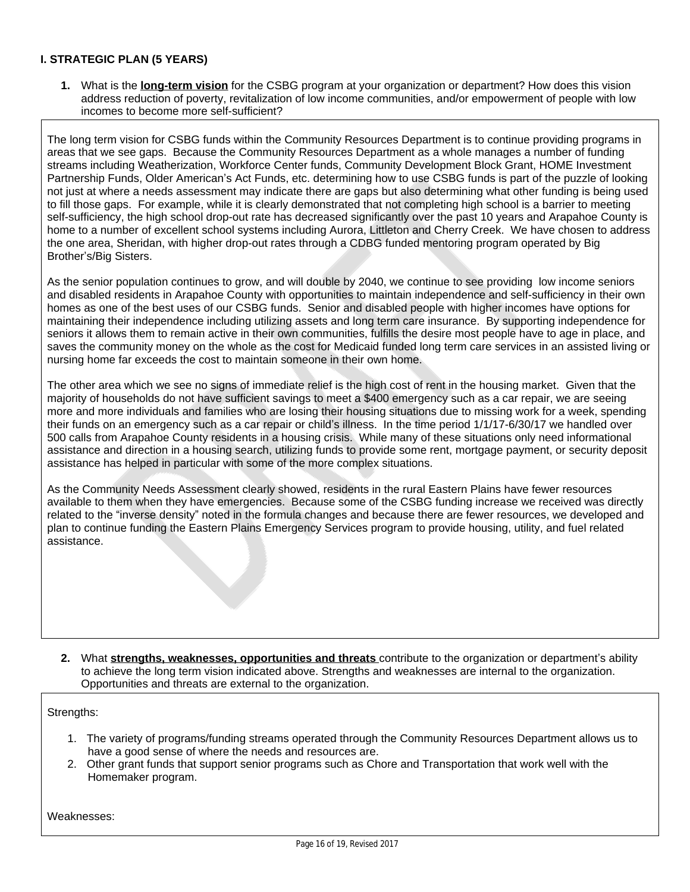## I. STRATEGIC PLAN (5 YEARS)

**1.** What is the **long-term vision** for the CSBG program at your organization or department? How does this vision address reduction of poverty, revitalization of low income communities, and/or empowerment of people with low incomes to become more self-sufficient?

The long term vision for CSBG funds within the Community Resources Department is to continue providing programs in areas that we see gaps. Because the Community Resources Department as a whole manages a number of funding streams including Weatherization, Workforce Center funds, Community Development Block Grant, HOME Investment Partnership Funds, Older American's Act Funds, etc. determining how to use CSBG funds is part of the puzzle of looking not just at where a needs assessment may indicate there are gaps but also determining what other funding is being used to fill those gaps. For example, while it is clearly demonstrated that not completing high school is a barrier to meeting self-sufficiency, the high school drop-out rate has decreased significantly over the past 10 years and Arapahoe County is home to a number of excellent school systems including Aurora, Littleton and Cherry Creek. We have chosen to address the one area, Sheridan, with higher drop-out rates through a CDBG funded mentoring program operated by Big Brother's/Big Sisters.

As the senior population continues to grow, and will double by 2040, we continue to see providing low income seniors and disabled residents in Arapahoe County with opportunities to maintain independence and self-sufficiency in their own homes as one of the best uses of our CSBG funds. Senior and disabled people with higher incomes have options for maintaining their independence including utilizing assets and long term care insurance. By supporting independence for seniors it allows them to remain active in their own communities, fulfills the desire most people have to age in place, and saves the community money on the whole as the cost for Medicaid funded long term care services in an assisted living or nursing home far exceeds the cost to maintain someone in their own home.

The other area which we see no signs of immediate relief is the high cost of rent in the housing market. Given that the majority of households do not have sufficient savings to meet a $400 emergency such as a car repair, we are seeing more and more individuals and families who are losing their housing situations due to missing work for a week, spending their funds on an emergency such as a car repair or child's illness. In the time period 1/1/17-6/30/17 we handled over 500 calls from Arapahoe County residents in a housing crisis. While many of these situations only need informational assistance and direction in a housing search, utilizing funds to provide some rent, mortgage payment, or security deposit assistance has helped in particular with some of the more complex situations.

As the Community Needs Assessment clearly showed, residents in the rural Eastern Plains have fewer resources available to them when they have emergencies. Because some of the CSBG funding increase we received was directly related to the "inverse density" noted in the formula changes and because there are fewer resources, we developed and plan to continue funding the Eastern Plains Emergency Services program to provide housing, utility, and fuel related assistance.

**2.** What **strengths, weaknesses, opportunities and threats** contribute to the organization or department's ability to achieve the long term vision indicated above. Strengths and weaknesses are internal to the organization. Opportunities and threats are external to the organization.

Strengths:

1. The variety of programs/funding streams operated through the Community Resources Department allows us to have a good sense of where the needs and resources are.
2. Other grant funds that support senior programs such as Chore and Transportation that work well with the Homemaker program.

Weaknesses: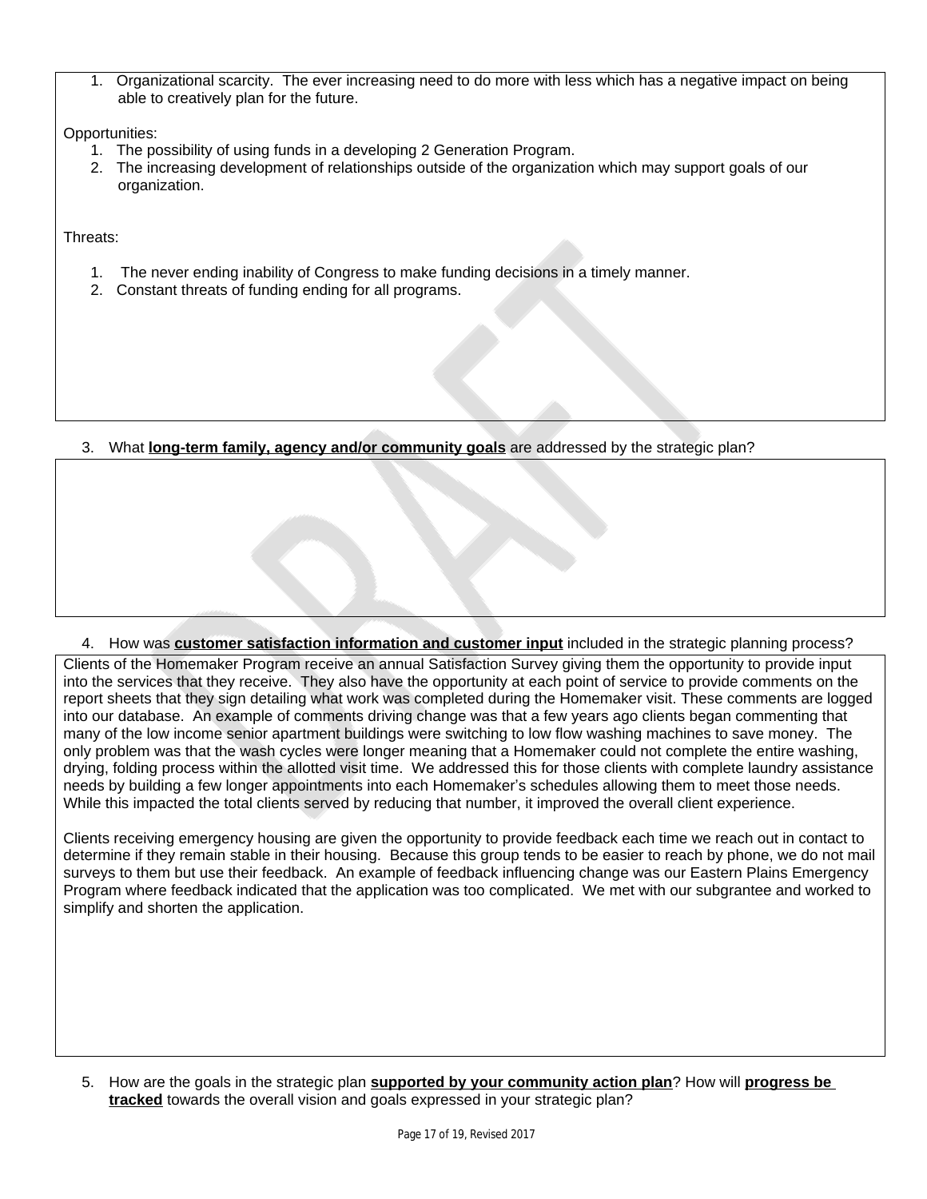1. Organizational scarcity. The ever increasing need to do more with less which has a negative impact on being able to creatively plan for the future.

Opportunities:

1. The possibility of using funds in a developing 2 Generation Program.
2. The increasing development of relationships outside of the organization which may support goals of our organization.

Threats:

1. The never ending inability of Congress to make funding decisions in a timely manner.
2. Constant threats of funding ending for all programs.

3. What **long-term family, agency and/or community goals** are addressed by the strategic plan?

4. How was **customer satisfaction information and customer input** included in the strategic planning process?

Clients of the Homemaker Program receive an annual Satisfaction Survey giving them the opportunity to provide input into the services that they receive. They also have the opportunity at each point of service to provide comments on the report sheets that they sign detailing what work was completed during the Homemaker visit. These comments are logged into our database. An example of comments driving change was that a few years ago clients began commenting that many of the low income senior apartment buildings were switching to low flow washing machines to save money. The only problem was that the wash cycles were longer meaning that a Homemaker could not complete the entire washing, drying, folding process within the allotted visit time. We addressed this for those clients with complete laundry assistance needs by building a few longer appointments into each Homemaker's schedules allowing them to meet those needs. While this impacted the total clients served by reducing that number, it improved the overall client experience.

Clients receiving emergency housing are given the opportunity to provide feedback each time we reach out in contact to determine if they remain stable in their housing. Because this group tends to be easier to reach by phone, we do not mail surveys to them but use their feedback. An example of feedback influencing change was our Eastern Plains Emergency Program where feedback indicated that the application was too complicated. We met with our subgrantee and worked to simplify and shorten the application.

5. How are the goals in the strategic plan **supported by your community action plan**? How will **progress be tracked** towards the overall vision and goals expressed in your strategic plan?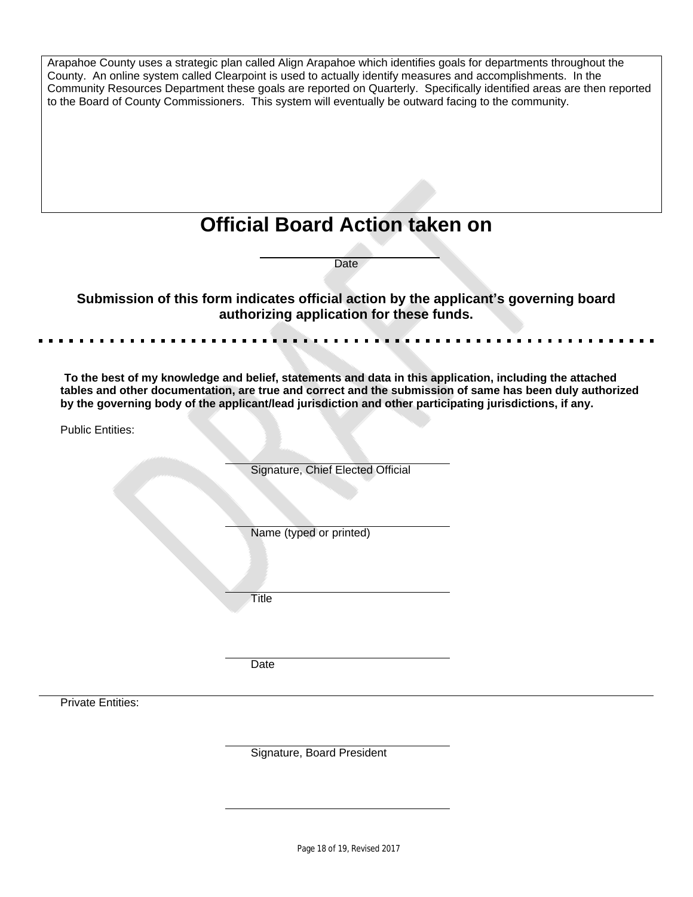Arapahoe County uses a strategic plan called Align Arapahoe which identifies goals for departments throughout the County. An online system called Clearpoint is used to actually identify measures and accomplishments. In the Community Resources Department these goals are reported on Quarterly. Specifically identified areas are then reported to the Board of County Commissioners. This system will eventually be outward facing to the community.

# Official Board Action taken on

______________________________
Date

**Submission of this form indicates official action by the applicant's governing board authorizing application for these funds.**

**To the best of my knowledge and belief, statements and data in this application, including the attached tables and other documentation, are true and correct and the submission of same has been duly authorized by the governing body of the applicant/lead jurisdiction and other participating jurisdictions, if any.**

Public Entities:

______________________________
Signature, Chief Elected Official

______________________________
Name (typed or printed)

______________________________
Title

______________________________
Date

Private Entities:

______________________________
Signature, Board President

______________________________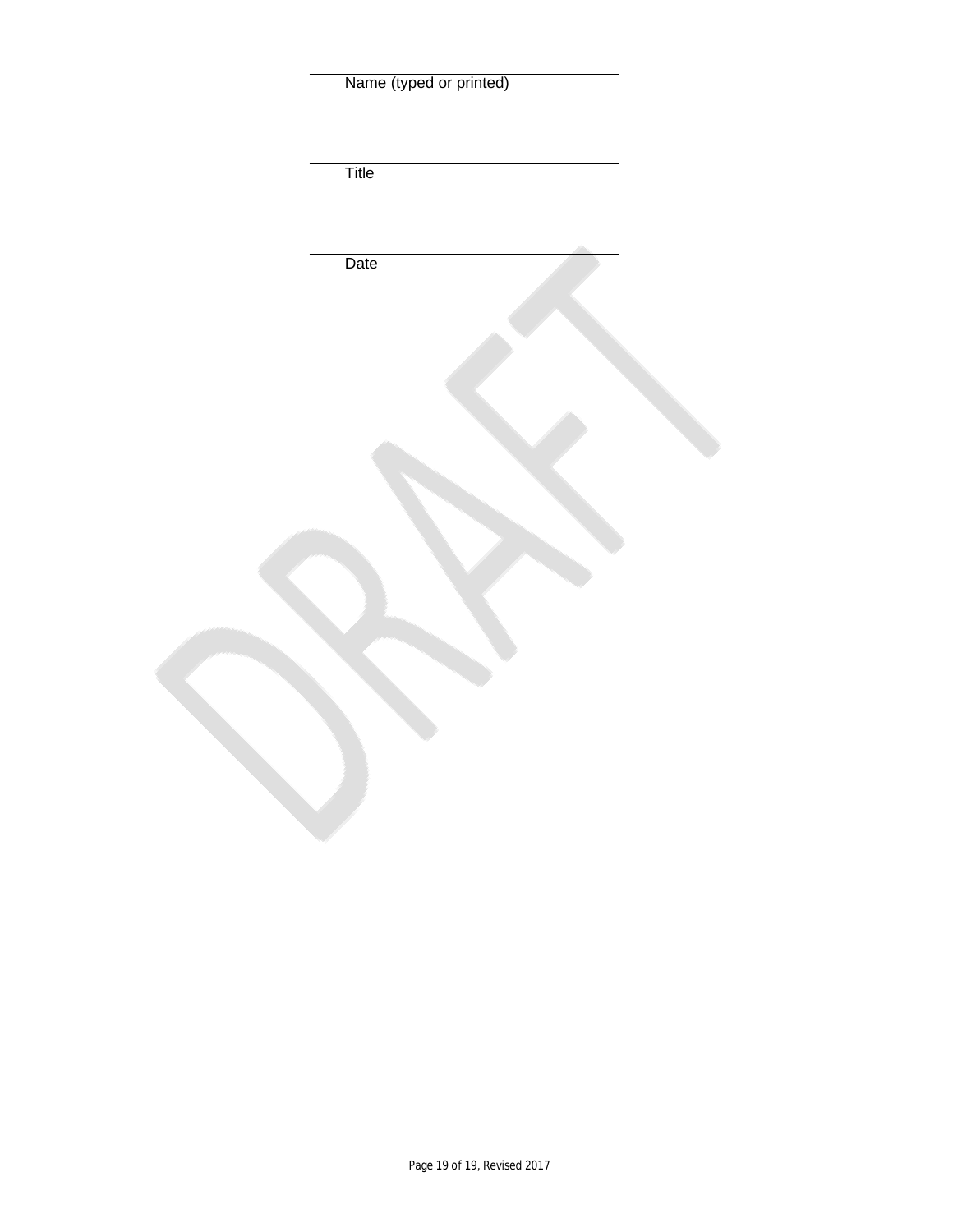\_\_\_\_\_\_\_\_\_\_\_\_\_\_\_\_\_\_\_\_\_\_\_\_\_\_\_\_\_\_\_\_\_\_\_\_\_\_\_\_

Name (typed or printed)

\_\_\_\_\_\_\_\_\_\_\_\_\_\_\_\_\_\_\_\_\_\_\_\_\_\_\_\_\_\_\_\_\_\_\_\_\_\_\_\_

Title

\_\_\_\_\_\_\_\_\_\_\_\_\_\_\_\_\_\_\_\_\_\_\_\_\_\_\_\_\_\_\_\_\_\_\_\_\_\_\_\_

Date

DRAFT